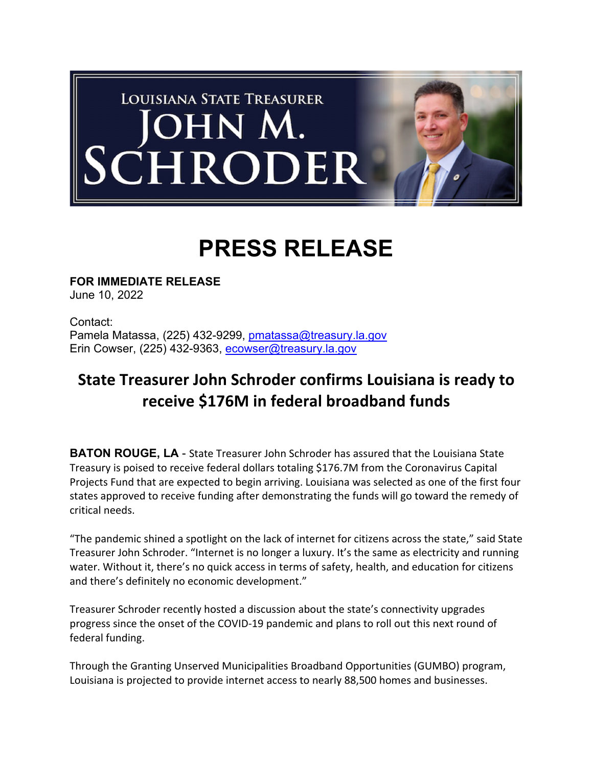LOUISIANA STATE TREASURER
JOHN M. SCHRODER

# PRESS RELEASE

**FOR IMMEDIATE RELEASE**
June 10, 2022

Contact:
Pamela Matassa, (225) 432-9299, pmatassa@treasury.la.gov
Erin Cowser, (225) 432-9363, ecowser@treasury.la.gov

## State Treasurer John Schroder confirms Louisiana is ready to receive $176M in federal broadband funds

**BATON ROUGE, LA** - State Treasurer John Schroder has assured that the Louisiana State Treasury is poised to receive federal dollars totaling $176.7M from the Coronavirus Capital Projects Fund that are expected to begin arriving. Louisiana was selected as one of the first four states approved to receive funding after demonstrating the funds will go toward the remedy of critical needs.

"The pandemic shined a spotlight on the lack of internet for citizens across the state," said State Treasurer John Schroder. "Internet is no longer a luxury. It's the same as electricity and running water. Without it, there's no quick access in terms of safety, health, and education for citizens and there's definitely no economic development."

Treasurer Schroder recently hosted a discussion about the state's connectivity upgrades progress since the onset of the COVID-19 pandemic and plans to roll out this next round of federal funding.

Through the Granting Unserved Municipalities Broadband Opportunities (GUMBO) program, Louisiana is projected to provide internet access to nearly 88,500 homes and businesses.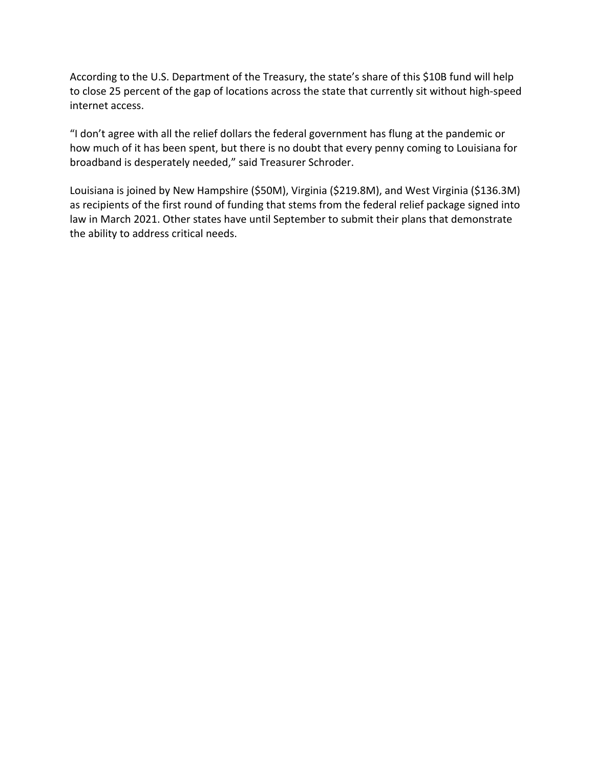According to the U.S. Department of the Treasury, the state's share of this $10B fund will help to close 25 percent of the gap of locations across the state that currently sit without high-speed internet access.

"I don't agree with all the relief dollars the federal government has flung at the pandemic or how much of it has been spent, but there is no doubt that every penny coming to Louisiana for broadband is desperately needed," said Treasurer Schroder.

Louisiana is joined by New Hampshire ($50M), Virginia ($219.8M), and West Virginia ($136.3M) as recipients of the first round of funding that stems from the federal relief package signed into law in March 2021. Other states have until September to submit their plans that demonstrate the ability to address critical needs.